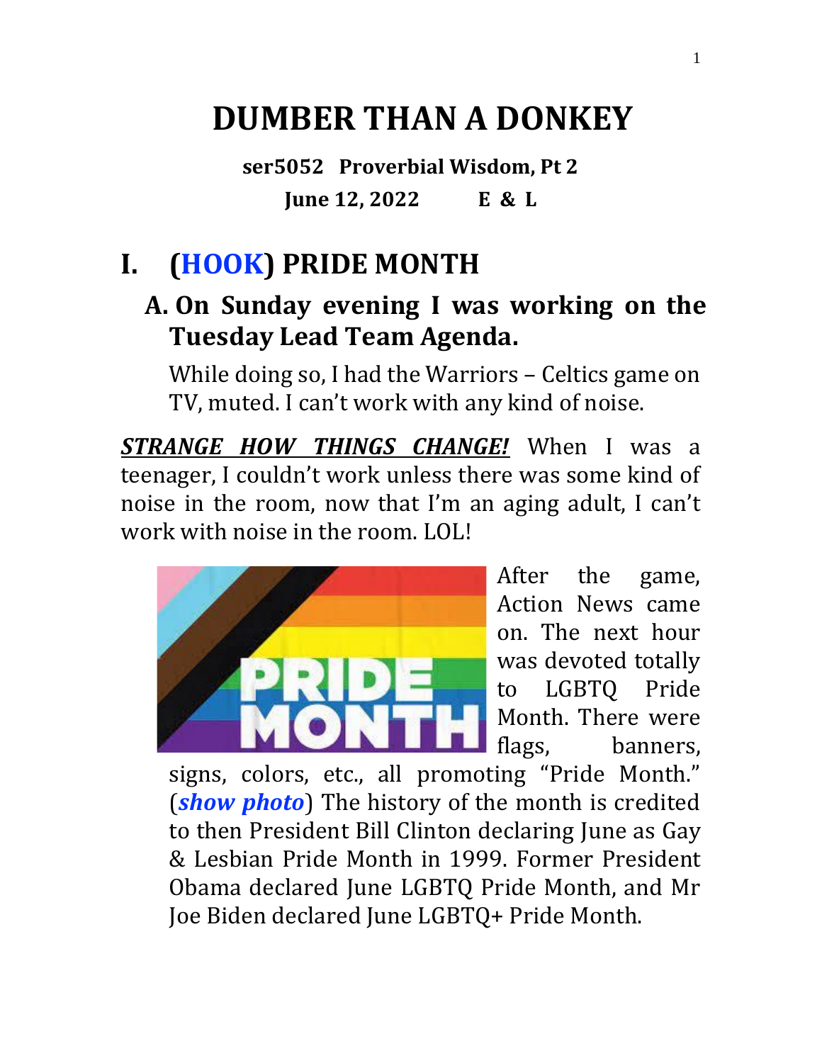# DUMBER THAN A DONKEY

**ser5052 Proverbial Wisdom, Pt 2**

**June 12, 2022 E & L**

## I. (HOOK) PRIDE MONTH

### A. On Sunday evening I was working on the Tuesday Lead Team Agenda.

While doing so, I had the Warriors – Celtics game on TV, muted. I can't work with any kind of noise.

***STRANGE HOW THINGS CHANGE!*** When I was a teenager, I couldn't work unless there was some kind of noise in the room, now that I'm an aging adult, I can't work with noise in the room. LOL!

After the game, Action News came on. The next hour was devoted totally to LGBTQ Pride Month. There were flags, banners, signs, colors, etc., all promoting "Pride Month." (***show photo***) The history of the month is credited to then President Bill Clinton declaring June as Gay & Lesbian Pride Month in 1999. Former President Obama declared June LGBTQ Pride Month, and Mr Joe Biden declared June LGBTQ+ Pride Month.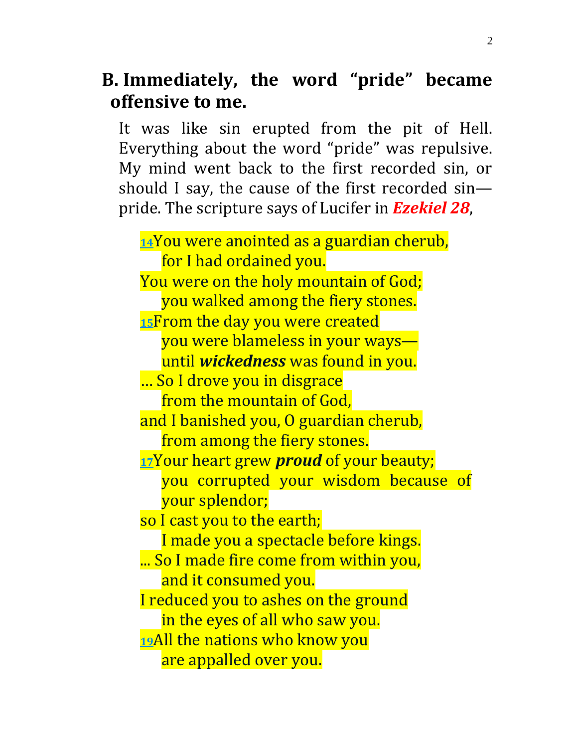## B. Immediately, the word "pride" became offensive to me.

It was like sin erupted from the pit of Hell. Everything about the word "pride" was repulsive. My mind went back to the first recorded sin, or should I say, the cause of the first recorded sin—pride. The scripture says of Lucifer in ***Ezekiel 28***,

> [14]You were anointed as a guardian cherub,
> for I had ordained you.
> You were on the holy mountain of God;
> you walked among the fiery stones.
> [15]From the day you were created
> you were blameless in your ways—
> until ***wickedness*** was found in you.
> … So I drove you in disgrace
> from the mountain of God,
> and I banished you, O guardian cherub,
> from among the fiery stones.
> [17]Your heart grew ***proud*** of your beauty;
> you corrupted your wisdom because of your splendor;
> so I cast you to the earth;
> I made you a spectacle before kings.
> ... So I made fire come from within you,
> and it consumed you.
> I reduced you to ashes on the ground
> in the eyes of all who saw you.
> [19]All the nations who know you
> are appalled over you.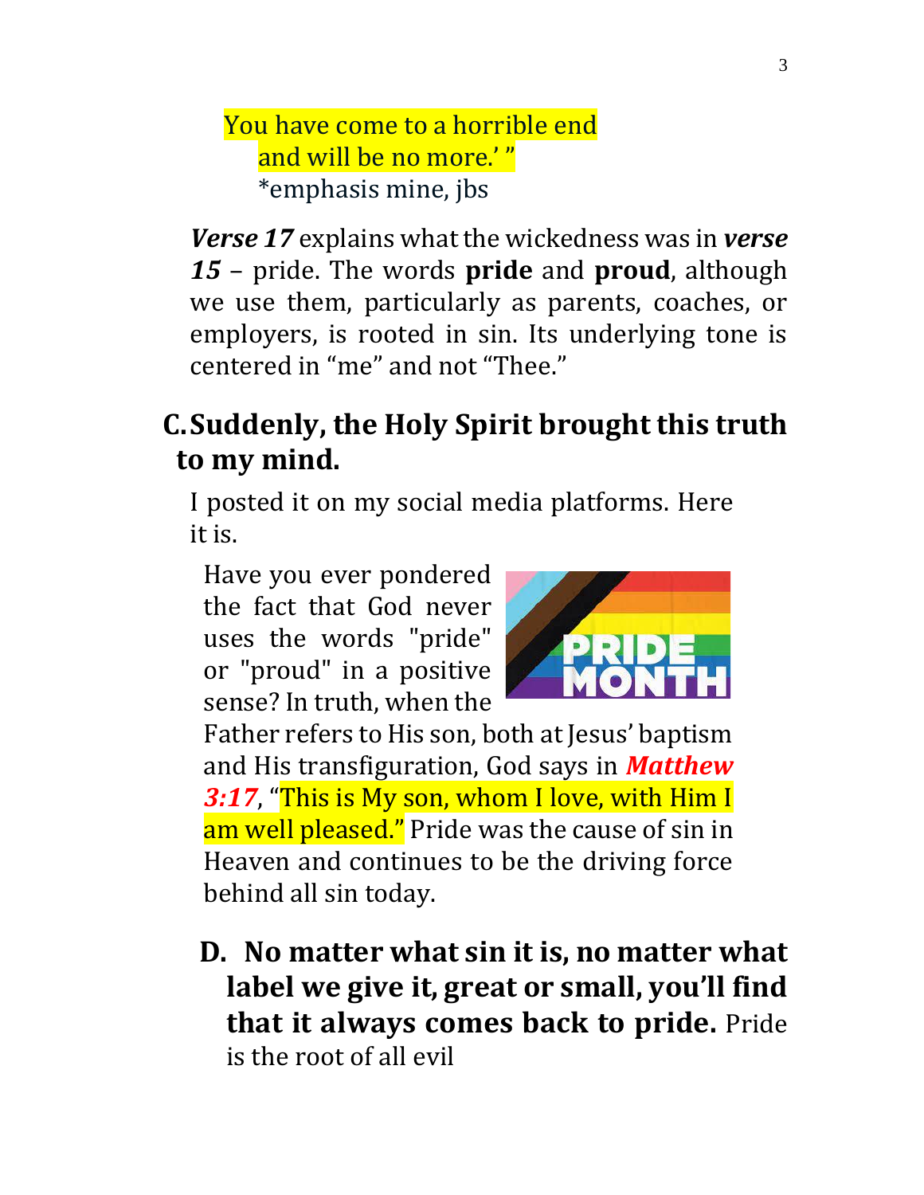You have come to a horrible end
  and will be no more.' "
  *emphasis mine, jbs

***Verse 17*** explains what the wickedness was in ***verse 15*** – pride. The words **pride** and **proud**, although we use them, particularly as parents, coaches, or employers, is rooted in sin. Its underlying tone is centered in "me" and not "Thee."

## C. Suddenly, the Holy Spirit brought this truth to my mind.

I posted it on my social media platforms. Here it is.

Have you ever pondered the fact that God never uses the words "pride" or "proud" in a positive sense? In truth, when the Father refers to His son, both at Jesus' baptism and His transfiguration, God says in ***Matthew 3:17***, "This is My son, whom I love, with Him I am well pleased." Pride was the cause of sin in Heaven and continues to be the driving force behind all sin today.

## D. No matter what sin it is, no matter what label we give it, great or small, you'll find that it always comes back to pride.

Pride is the root of all evil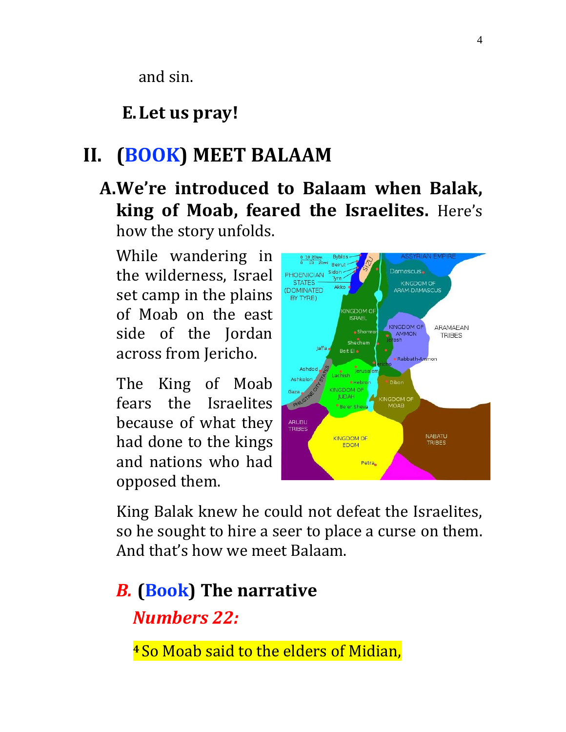and sin.

### E. Let us pray!

## II. (BOOK) MEET BALAAM

### A. We're introduced to Balaam when Balak, king of Moab, feared the Israelites.

Here's how the story unfolds.

While wandering in the wilderness, Israel set camp in the plains of Moab on the east side of the Jordan across from Jericho.

The King of Moab fears the Israelites because of what they had done to the kings and nations who had opposed them.

King Balak knew he could not defeat the Israelites, so he sought to hire a seer to place a curse on them. And that's how we meet Balaam.

### *B.* (Book) The narrative

***Numbers 22:***

[4] So Moab said to the elders of Midian,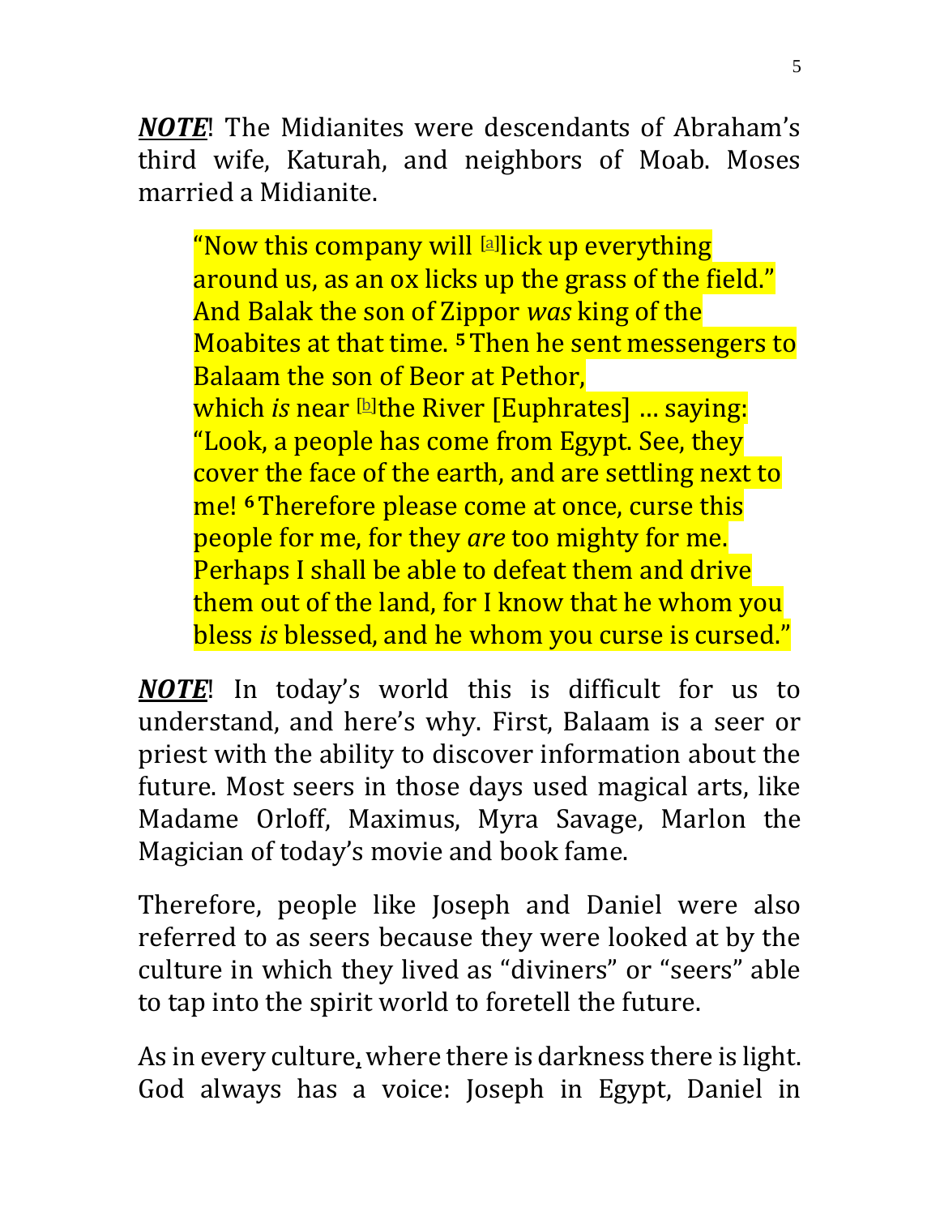***NOTE***! The Midianites were descendants of Abraham's third wife, Katurah, and neighbors of Moab. Moses married a Midianite.

> "Now this company will [a]lick up everything around us, as an ox licks up the grass of the field." And Balak the son of Zippor *was* king of the Moabites at that time. **5** Then he sent messengers to Balaam the son of Beor at Pethor, which *is* near [b]the River [Euphrates] … saying: "Look, a people has come from Egypt. See, they cover the face of the earth, and are settling next to me! **6** Therefore please come at once, curse this people for me, for they *are* too mighty for me. Perhaps I shall be able to defeat them and drive them out of the land, for I know that he whom you bless *is* blessed, and he whom you curse is cursed."

***NOTE***! In today's world this is difficult for us to understand, and here's why. First, Balaam is a seer or priest with the ability to discover information about the future. Most seers in those days used magical arts, like Madame Orloff, Maximus, Myra Savage, Marlon the Magician of today's movie and book fame.

Therefore, people like Joseph and Daniel were also referred to as seers because they were looked at by the culture in which they lived as "diviners" or "seers" able to tap into the spirit world to foretell the future.

As in every culture, where there is darkness there is light. God always has a voice: Joseph in Egypt, Daniel in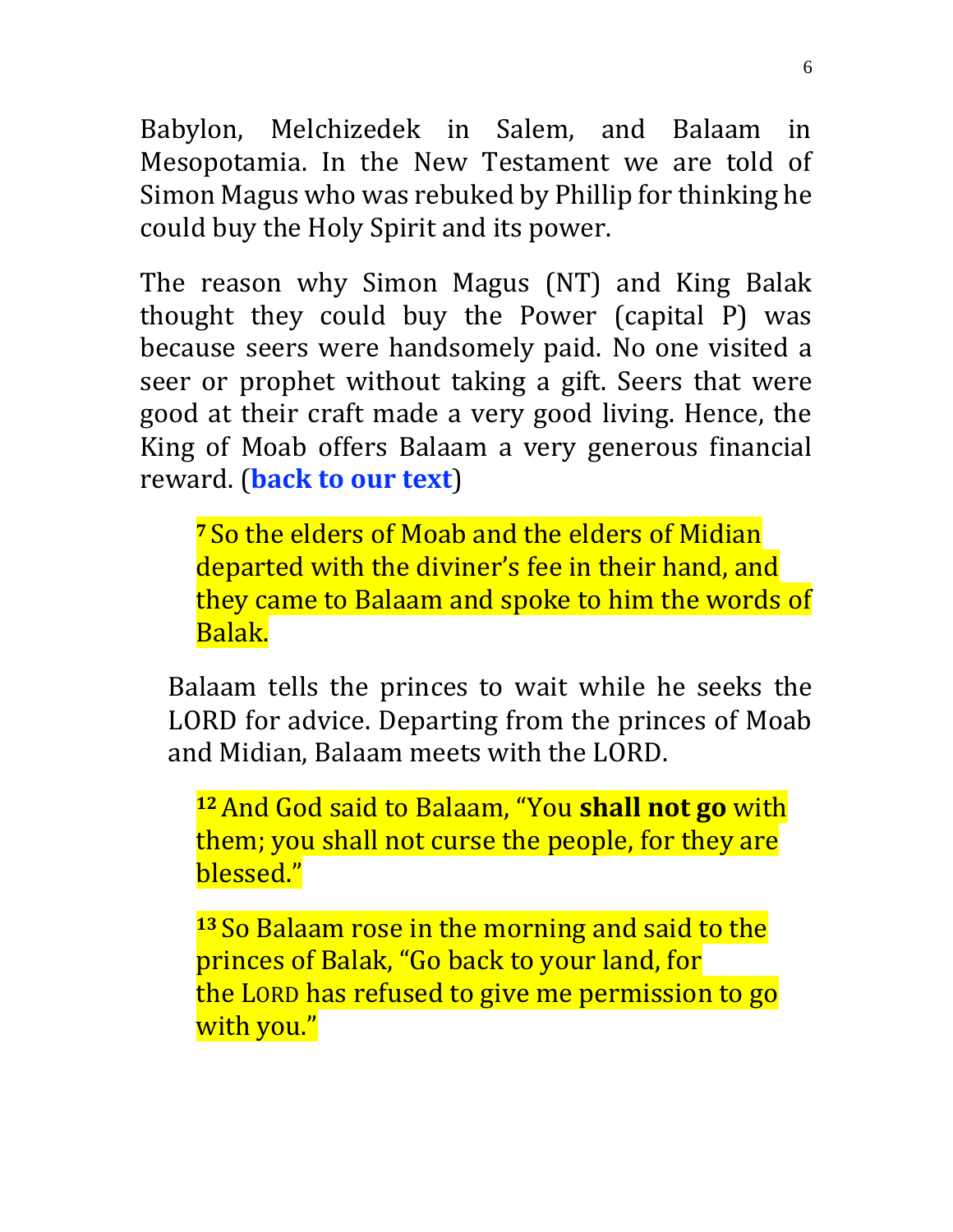Babylon, Melchizedek in Salem, and Balaam in Mesopotamia. In the New Testament we are told of Simon Magus who was rebuked by Phillip for thinking he could buy the Holy Spirit and its power.

The reason why Simon Magus (NT) and King Balak thought they could buy the Power (capital P) was because seers were handsomely paid. No one visited a seer or prophet without taking a gift. Seers that were good at their craft made a very good living. Hence, the King of Moab offers Balaam a very generous financial reward. (**back to our text**)

> [7] So the elders of Moab and the elders of Midian departed with the diviner's fee in their hand, and they came to Balaam and spoke to him the words of Balak.

Balaam tells the princes to wait while he seeks the LORD for advice. Departing from the princes of Moab and Midian, Balaam meets with the LORD.

> [12] And God said to Balaam, "You **shall not go** with them; you shall not curse the people, for they are blessed."
>
> [13] So Balaam rose in the morning and said to the princes of Balak, "Go back to your land, for the LORD has refused to give me permission to go with you."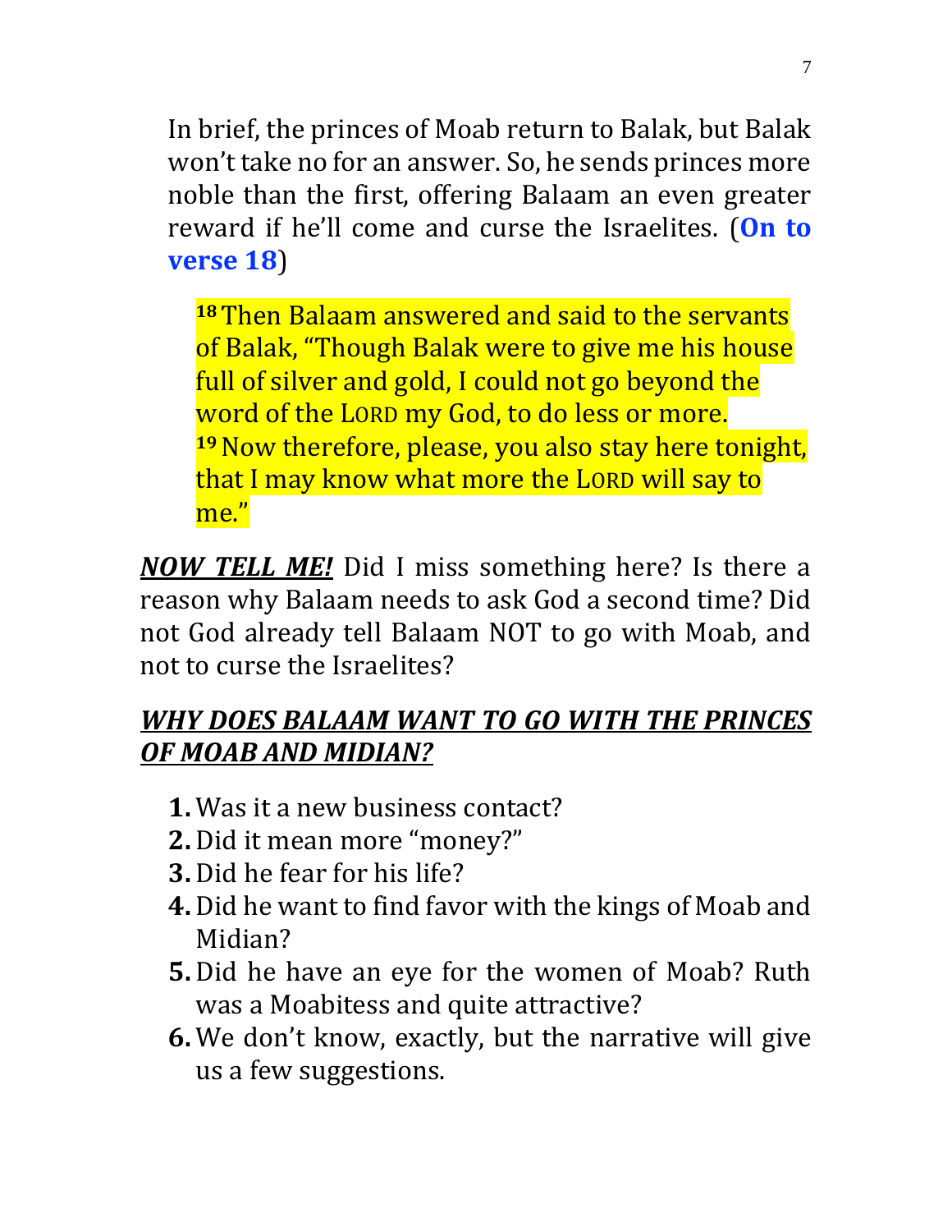In brief, the princes of Moab return to Balak, but Balak won't take no for an answer. So, he sends princes more noble than the first, offering Balaam an even greater reward if he'll come and curse the Israelites. (**On to verse 18**)

> [18] Then Balaam answered and said to the servants of Balak, "Though Balak were to give me his house full of silver and gold, I could not go beyond the word of the LORD my God, to do less or more. [19] Now therefore, please, you also stay here tonight, that I may know what more the LORD will say to me."

***NOW TELL ME!*** Did I miss something here? Is there a reason why Balaam needs to ask God a second time? Did not God already tell Balaam NOT to go with Moab, and not to curse the Israelites?

***WHY DOES BALAAM WANT TO GO WITH THE PRINCES OF MOAB AND MIDIAN?***

1. Was it a new business contact?
2. Did it mean more "money?"
3. Did he fear for his life?
4. Did he want to find favor with the kings of Moab and Midian?
5. Did he have an eye for the women of Moab? Ruth was a Moabitess and quite attractive?
6. We don't know, exactly, but the narrative will give us a few suggestions.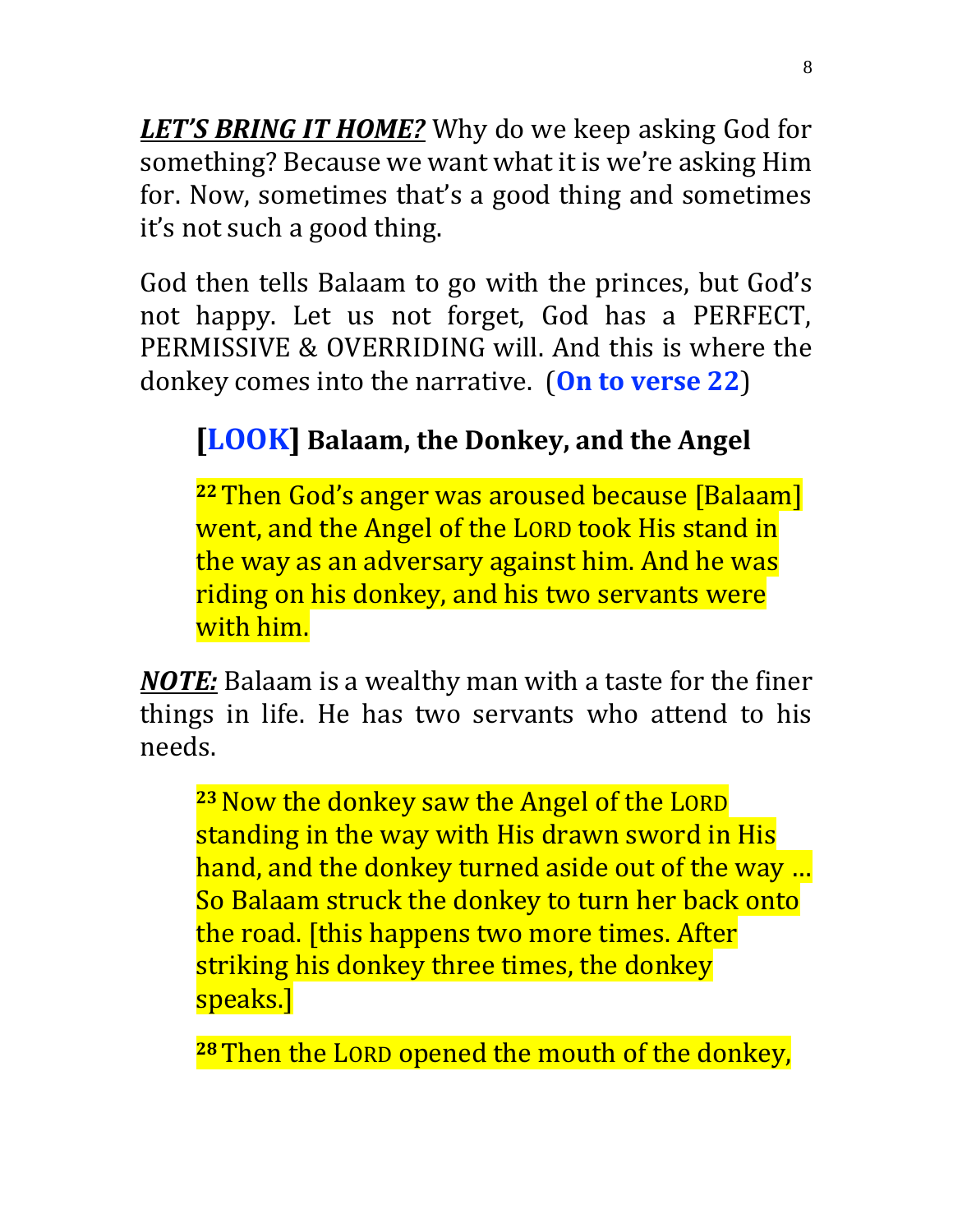***LET'S BRING IT HOME?*** Why do we keep asking God for something? Because we want what it is we're asking Him for. Now, sometimes that's a good thing and sometimes it's not such a good thing.

God then tells Balaam to go with the princes, but God's not happy. Let us not forget, God has a PERFECT, PERMISSIVE & OVERRIDING will. And this is where the donkey comes into the narrative. (**On to verse 22**)

### [LOOK] Balaam, the Donkey, and the Angel

> **22** Then God's anger was aroused because [Balaam] went, and the Angel of the LORD took His stand in the way as an adversary against him. And he was riding on his donkey, and his two servants were with him.

***NOTE:*** Balaam is a wealthy man with a taste for the finer things in life. He has two servants who attend to his needs.

> **23** Now the donkey saw the Angel of the LORD standing in the way with His drawn sword in His hand, and the donkey turned aside out of the way … So Balaam struck the donkey to turn her back onto the road. [this happens two more times. After striking his donkey three times, the donkey speaks.]
>
> **28** Then the LORD opened the mouth of the donkey,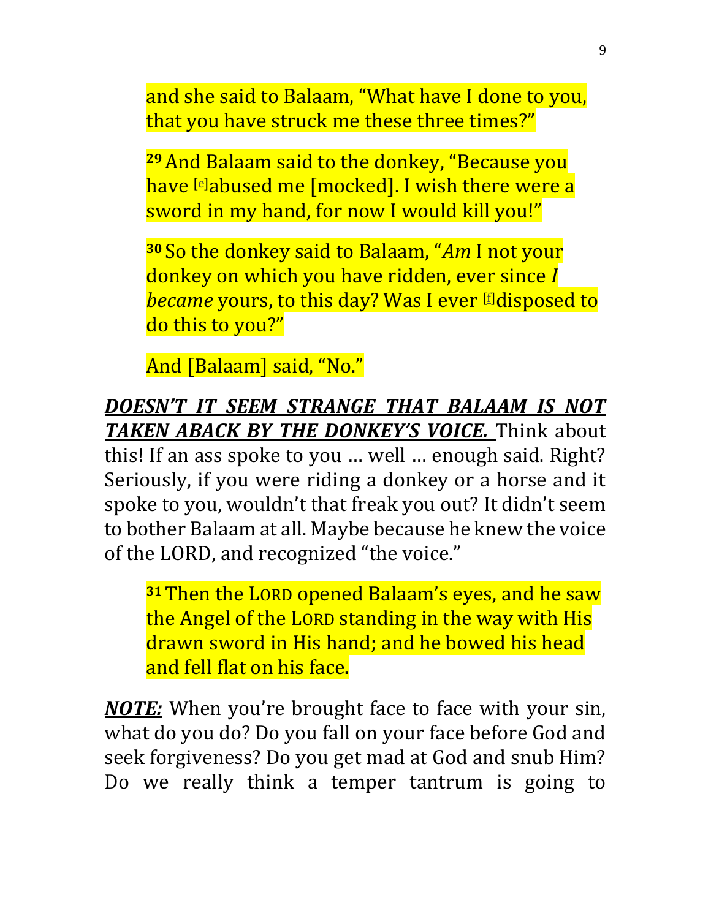and she said to Balaam, "What have I done to you, that you have struck me these three times?"

**29** And Balaam said to the donkey, "Because you have [e]abused me [mocked]. I wish there were a sword in my hand, for now I would kill you!"

**30** So the donkey said to Balaam, "*Am* I not your donkey on which you have ridden, ever since *I became* yours, to this day? Was I ever [f]disposed to do this to you?"

And [Balaam] said, "No."

***DOESN'T IT SEEM STRANGE THAT BALAAM IS NOT TAKEN ABACK BY THE DONKEY'S VOICE.*** Think about this! If an ass spoke to you … well … enough said. Right? Seriously, if you were riding a donkey or a horse and it spoke to you, wouldn't that freak you out? It didn't seem to bother Balaam at all. Maybe because he knew the voice of the LORD, and recognized "the voice."

**31** Then the LORD opened Balaam's eyes, and he saw the Angel of the LORD standing in the way with His drawn sword in His hand; and he bowed his head and fell flat on his face.

***NOTE:*** When you're brought face to face with your sin, what do you do? Do you fall on your face before God and seek forgiveness? Do you get mad at God and snub Him? Do we really think a temper tantrum is going to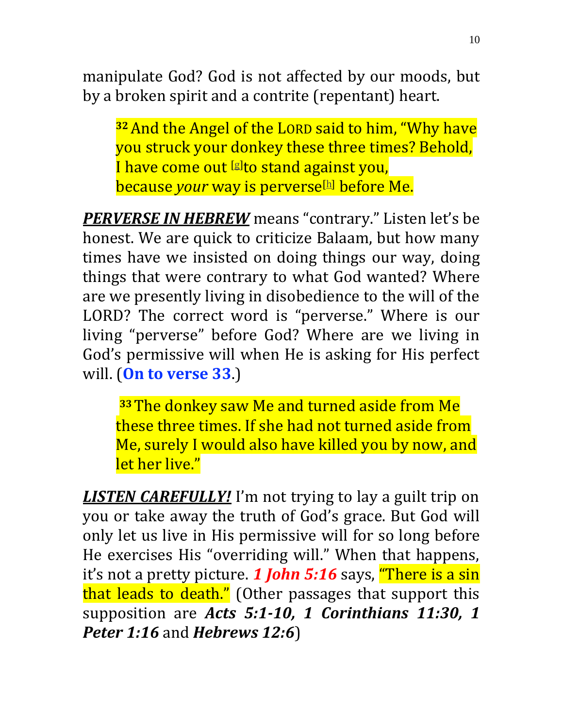manipulate God? God is not affected by our moods, but by a broken spirit and a contrite (repentant) heart.

> [32] And the Angel of the LORD said to him, "Why have you struck your donkey these three times? Behold, I have come out [g]to stand against you, because *your* way is perverse[h] before Me.

***PERVERSE IN HEBREW*** means "contrary." Listen let's be honest. We are quick to criticize Balaam, but how many times have we insisted on doing things our way, doing things that were contrary to what God wanted? Where are we presently living in disobedience to the will of the LORD? The correct word is "perverse." Where is our living "perverse" before God? Where are we living in God's permissive will when He is asking for His perfect will. (**On to verse 33**.)

> [33] The donkey saw Me and turned aside from Me these three times. If she had not turned aside from Me, surely I would also have killed you by now, and let her live."

***LISTEN CAREFULLY!*** I'm not trying to lay a guilt trip on you or take away the truth of God's grace. But God will only let us live in His permissive will for so long before He exercises His "overriding will." When that happens, it's not a pretty picture. ***1 John 5:16*** says, "There is a sin that leads to death." (Other passages that support this supposition are ***Acts 5:1-10, 1 Corinthians 11:30, 1 Peter 1:16*** and ***Hebrews 12:6***)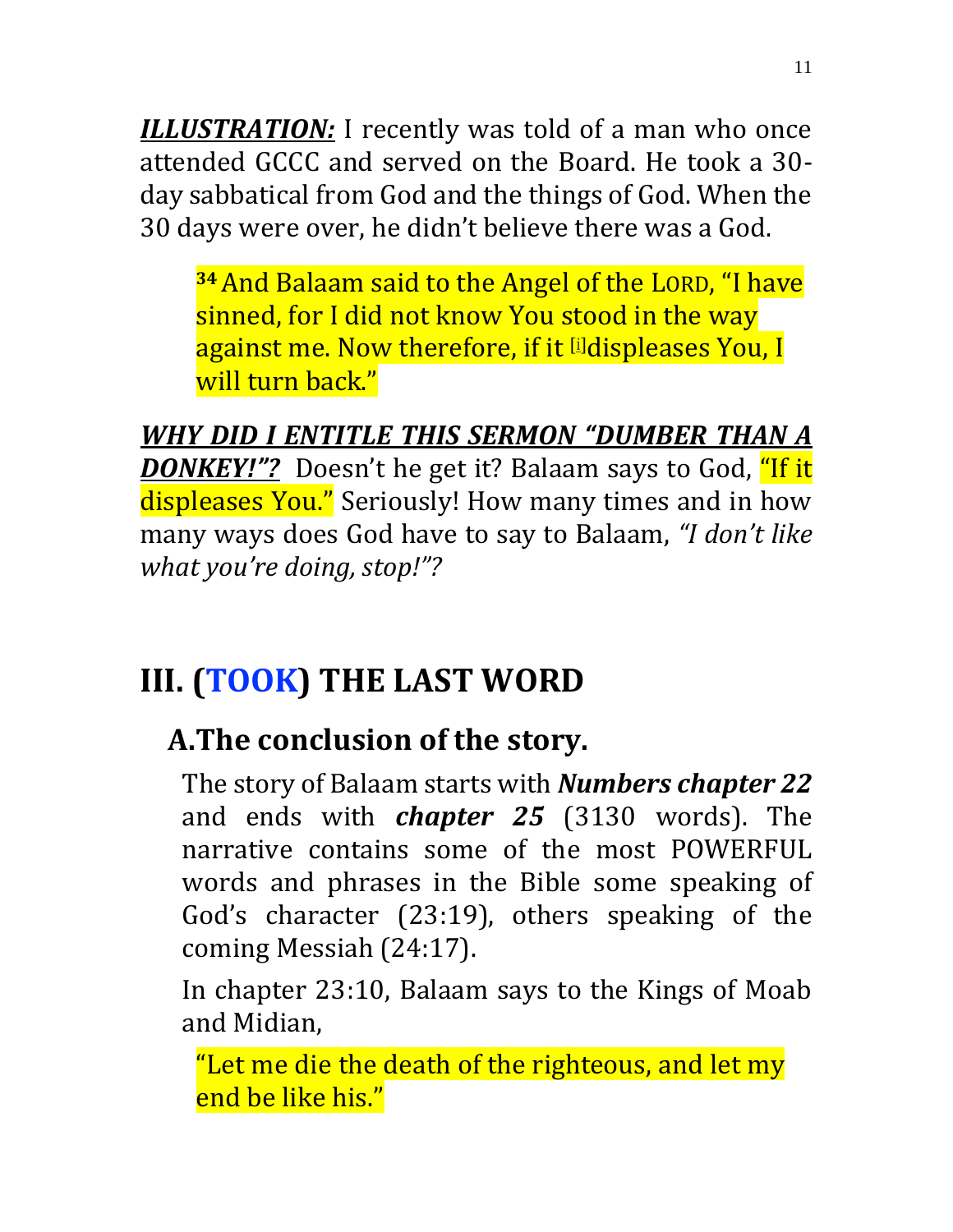***ILLUSTRATION:*** I recently was told of a man who once attended GCCC and served on the Board. He took a 30-day sabbatical from God and the things of God. When the 30 days were over, he didn't believe there was a God.

> **34** And Balaam said to the Angel of the LORD, "I have sinned, for I did not know You stood in the way against me. Now therefore, if it [i]displeases You, I will turn back."

***WHY DID I ENTITLE THIS SERMON "DUMBER THAN A DONKEY!"?*** Doesn't he get it? Balaam says to God, "If it displeases You." Seriously! How many times and in how many ways does God have to say to Balaam, *"I don't like what you're doing, stop!"?*

# III. (TOOK) THE LAST WORD

## A. The conclusion of the story.

The story of Balaam starts with ***Numbers chapter 22*** and ends with ***chapter 25*** (3130 words). The narrative contains some of the most POWERFUL words and phrases in the Bible some speaking of God's character (23:19), others speaking of the coming Messiah (24:17).

In chapter 23:10, Balaam says to the Kings of Moab and Midian,

> "Let me die the death of the righteous, and let my end be like his."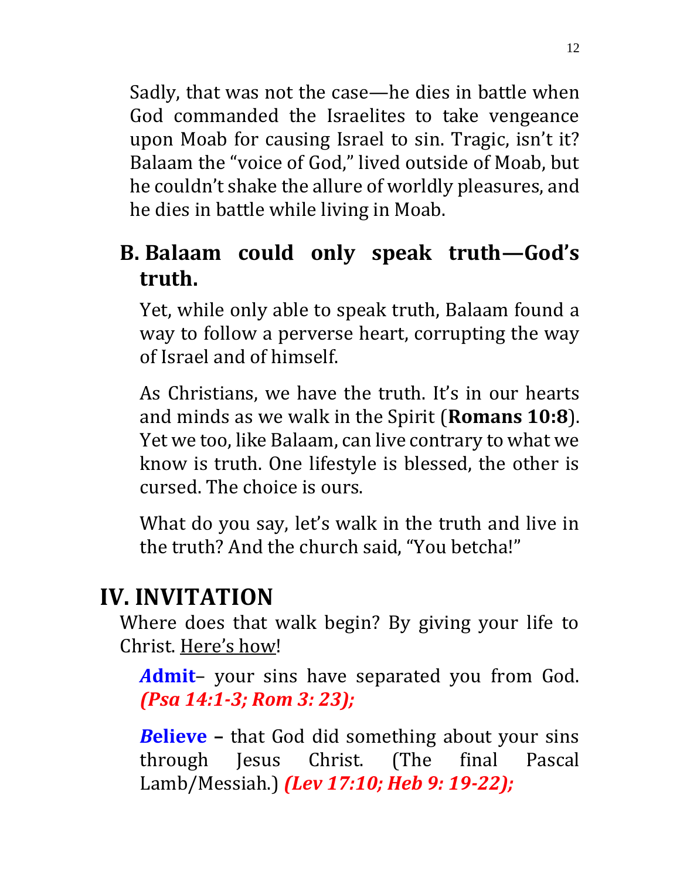Sadly, that was not the case—he dies in battle when God commanded the Israelites to take vengeance upon Moab for causing Israel to sin. Tragic, isn't it? Balaam the "voice of God," lived outside of Moab, but he couldn't shake the allure of worldly pleasures, and he dies in battle while living in Moab.

### B. Balaam could only speak truth—God's truth.

Yet, while only able to speak truth, Balaam found a way to follow a perverse heart, corrupting the way of Israel and of himself.

As Christians, we have the truth. It's in our hearts and minds as we walk in the Spirit (**Romans 10:8**). Yet we too, like Balaam, can live contrary to what we know is truth. One lifestyle is blessed, the other is cursed. The choice is ours.

What do you say, let's walk in the truth and live in the truth? And the church said, "You betcha!"

## IV. INVITATION

Where does that walk begin? By giving your life to Christ. Here's how!

***A*****dmit**– your sins have separated you from God. ***(Psa 14:1-3; Rom 3: 23);***

***B*****elieve** – that God did something about your sins through Jesus Christ. (The final Pascal Lamb/Messiah.) ***(Lev 17:10; Heb 9: 19-22);***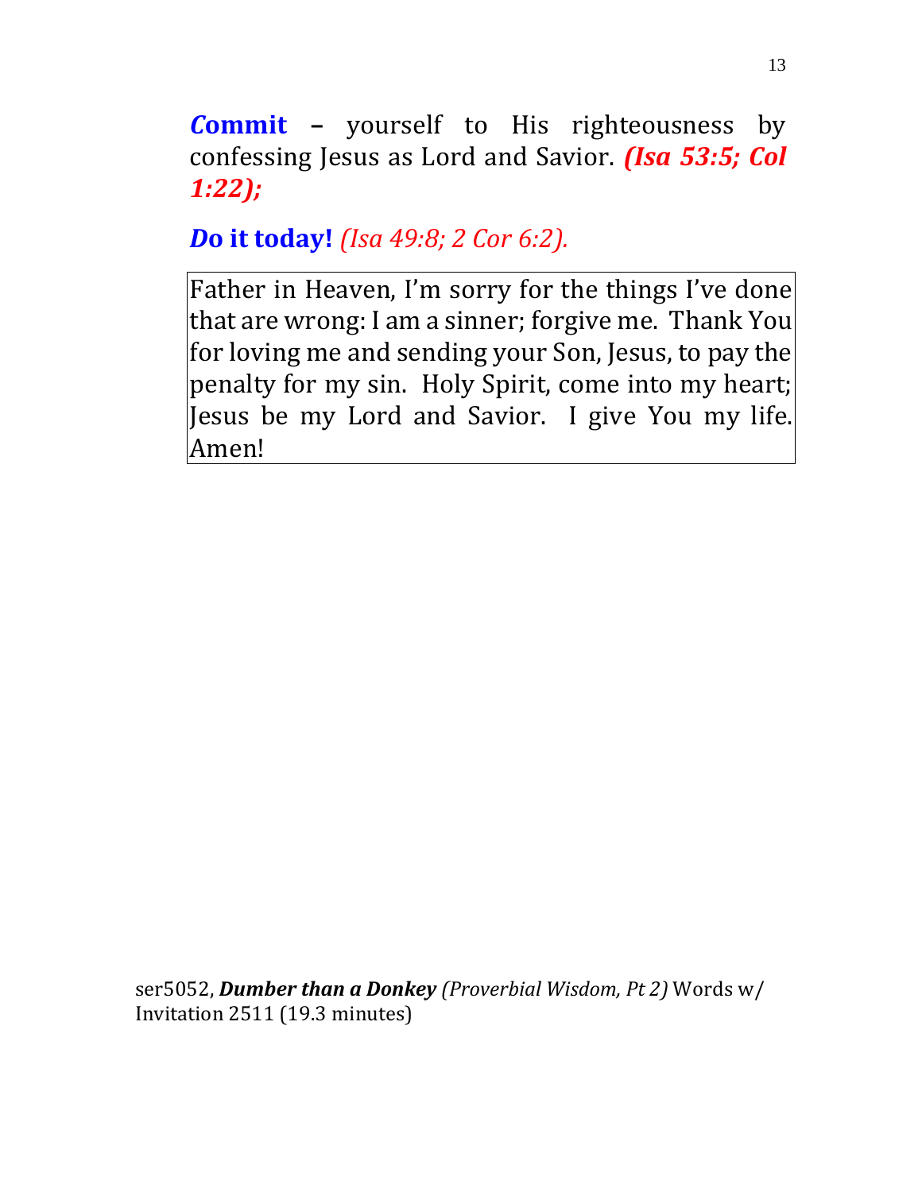***C*ommit** – yourself to His righteousness by confessing Jesus as Lord and Savior. ***(Isa 53:5; Col 1:22);***

***D*o it today!** *(Isa 49:8; 2 Cor 6:2).*

| |
|---|
| Father in Heaven, I'm sorry for the things I've done that are wrong: I am a sinner; forgive me. Thank You for loving me and sending your Son, Jesus, to pay the penalty for my sin. Holy Spirit, come into my heart; Jesus be my Lord and Savior. I give You my life. Amen! |

ser5052, ***Dumber than a Donkey*** *(Proverbial Wisdom, Pt 2)* Words w/ Invitation 2511 (19.3 minutes)